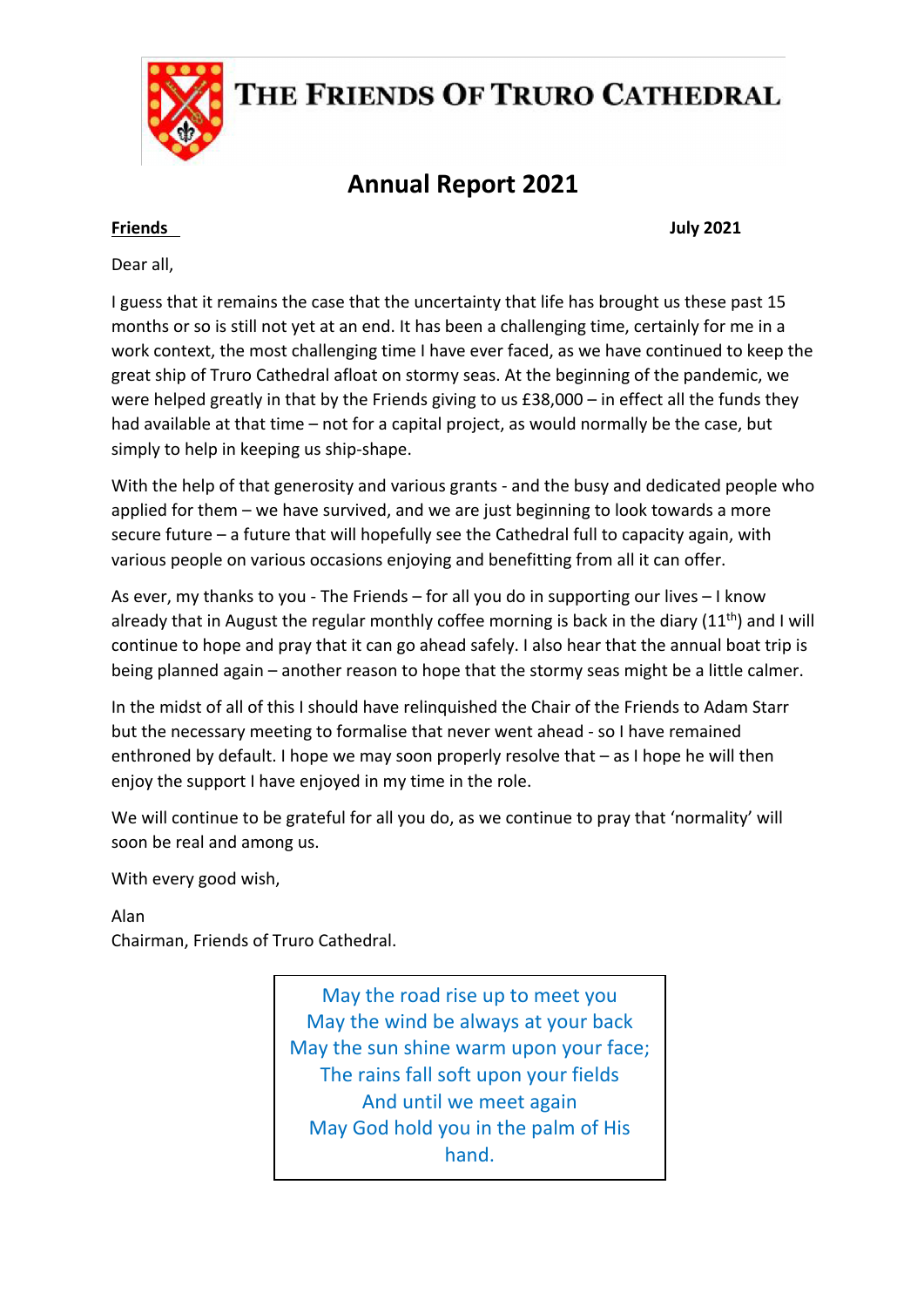# THE FRIENDS OF TRURO CATHEDRAL

## Annual Report 2021

**Friends** **July 2021**

Dear all,

I guess that it remains the case that the uncertainty that life has brought us these past 15 months or so is still not yet at an end. It has been a challenging time, certainly for me in a work context, the most challenging time I have ever faced, as we have continued to keep the great ship of Truro Cathedral afloat on stormy seas. At the beginning of the pandemic, we were helped greatly in that by the Friends giving to us £38,000 – in effect all the funds they had available at that time – not for a capital project, as would normally be the case, but simply to help in keeping us ship-shape.

With the help of that generosity and various grants - and the busy and dedicated people who applied for them – we have survived, and we are just beginning to look towards a more secure future – a future that will hopefully see the Cathedral full to capacity again, with various people on various occasions enjoying and benefitting from all it can offer.

As ever, my thanks to you - The Friends – for all you do in supporting our lives – I know already that in August the regular monthly coffee morning is back in the diary (11th) and I will continue to hope and pray that it can go ahead safely. I also hear that the annual boat trip is being planned again – another reason to hope that the stormy seas might be a little calmer.

In the midst of all of this I should have relinquished the Chair of the Friends to Adam Starr but the necessary meeting to formalise that never went ahead - so I have remained enthroned by default. I hope we may soon properly resolve that – as I hope he will then enjoy the support I have enjoyed in my time in the role.

We will continue to be grateful for all you do, as we continue to pray that 'normality' will soon be real and among us.

With every good wish,

Alan
Chairman, Friends of Truro Cathedral.

May the road rise up to meet you
May the wind be always at your back
May the sun shine warm upon your face;
The rains fall soft upon your fields
And until we meet again
May God hold you in the palm of His hand.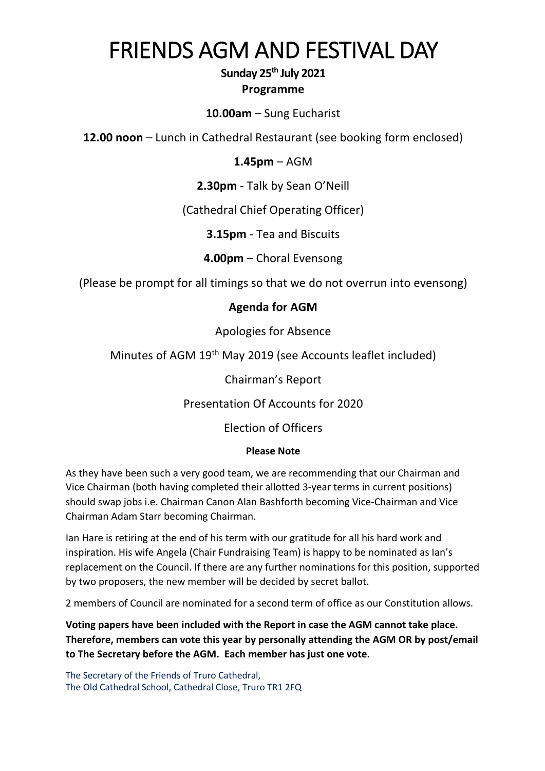# FRIENDS AGM AND FESTIVAL DAY

**Sunday 25th July 2021**

**Programme**

**10.00am** – Sung Eucharist

**12.00 noon** – Lunch in Cathedral Restaurant (see booking form enclosed)

**1.45pm** – AGM

**2.30pm** - Talk by Sean O'Neill

(Cathedral Chief Operating Officer)

**3.15pm** - Tea and Biscuits

**4.00pm** – Choral Evensong

(Please be prompt for all timings so that we do not overrun into evensong)

## Agenda for AGM

Apologies for Absence

Minutes of AGM 19th May 2019 (see Accounts leaflet included)

Chairman's Report

Presentation Of Accounts for 2020

Election of Officers

**Please Note**

As they have been such a very good team, we are recommending that our Chairman and Vice Chairman (both having completed their allotted 3-year terms in current positions) should swap jobs i.e. Chairman Canon Alan Bashforth becoming Vice-Chairman and Vice Chairman Adam Starr becoming Chairman.

Ian Hare is retiring at the end of his term with our gratitude for all his hard work and inspiration. His wife Angela (Chair Fundraising Team) is happy to be nominated as Ian's replacement on the Council. If there are any further nominations for this position, supported by two proposers, the new member will be decided by secret ballot.

2 members of Council are nominated for a second term of office as our Constitution allows.

**Voting papers have been included with the Report in case the AGM cannot take place. Therefore, members can vote this year by personally attending the AGM OR by post/email to The Secretary before the AGM. Each member has just one vote.**

The Secretary of the Friends of Truro Cathedral,
The Old Cathedral School, Cathedral Close, Truro TR1 2FQ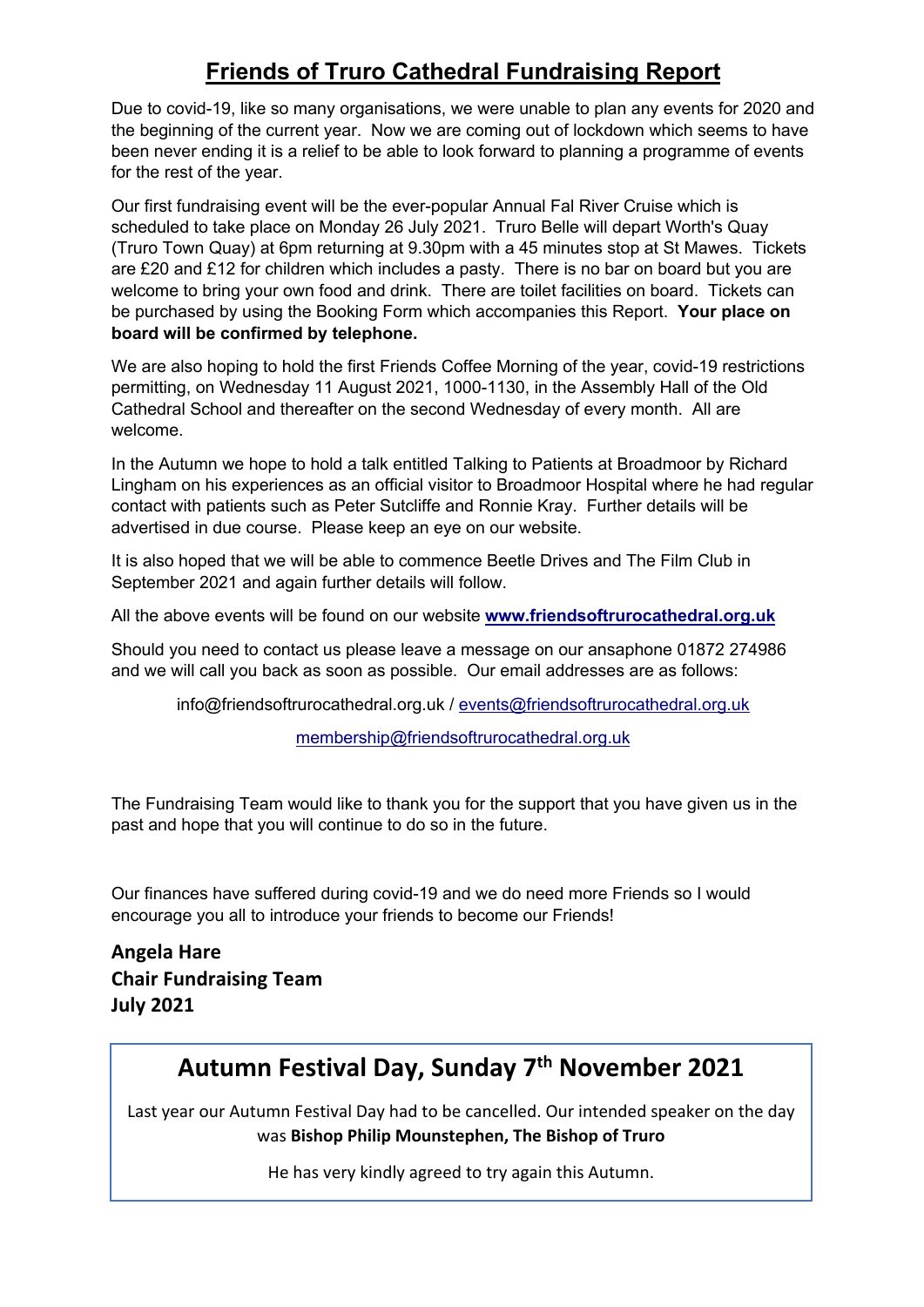# Friends of Truro Cathedral Fundraising Report

Due to covid-19, like so many organisations, we were unable to plan any events for 2020 and the beginning of the current year. Now we are coming out of lockdown which seems to have been never ending it is a relief to be able to look forward to planning a programme of events for the rest of the year.

Our first fundraising event will be the ever-popular Annual Fal River Cruise which is scheduled to take place on Monday 26 July 2021. Truro Belle will depart Worth's Quay (Truro Town Quay) at 6pm returning at 9.30pm with a 45 minutes stop at St Mawes. Tickets are £20 and £12 for children which includes a pasty. There is no bar on board but you are welcome to bring your own food and drink. There are toilet facilities on board. Tickets can be purchased by using the Booking Form which accompanies this Report. **Your place on board will be confirmed by telephone.**

We are also hoping to hold the first Friends Coffee Morning of the year, covid-19 restrictions permitting, on Wednesday 11 August 2021, 1000-1130, in the Assembly Hall of the Old Cathedral School and thereafter on the second Wednesday of every month. All are welcome.

In the Autumn we hope to hold a talk entitled Talking to Patients at Broadmoor by Richard Lingham on his experiences as an official visitor to Broadmoor Hospital where he had regular contact with patients such as Peter Sutcliffe and Ronnie Kray. Further details will be advertised in due course. Please keep an eye on our website.

It is also hoped that we will be able to commence Beetle Drives and The Film Club in September 2021 and again further details will follow.

All the above events will be found on our website **www.friendsoftrurocathedral.org.uk**

Should you need to contact us please leave a message on our ansaphone 01872 274986 and we will call you back as soon as possible. Our email addresses are as follows:

info@friendsoftrurocathedral.org.uk / events@friendsoftrurocathedral.org.uk

membership@friendsoftrurocathedral.org.uk

The Fundraising Team would like to thank you for the support that you have given us in the past and hope that you will continue to do so in the future.

Our finances have suffered during covid-19 and we do need more Friends so I would encourage you all to introduce your friends to become our Friends!

**Angela Hare**
**Chair Fundraising Team**
**July 2021**

## Autumn Festival Day, Sunday 7th November 2021

Last year our Autumn Festival Day had to be cancelled. Our intended speaker on the day was **Bishop Philip Mounstephen, The Bishop of Truro**

He has very kindly agreed to try again this Autumn.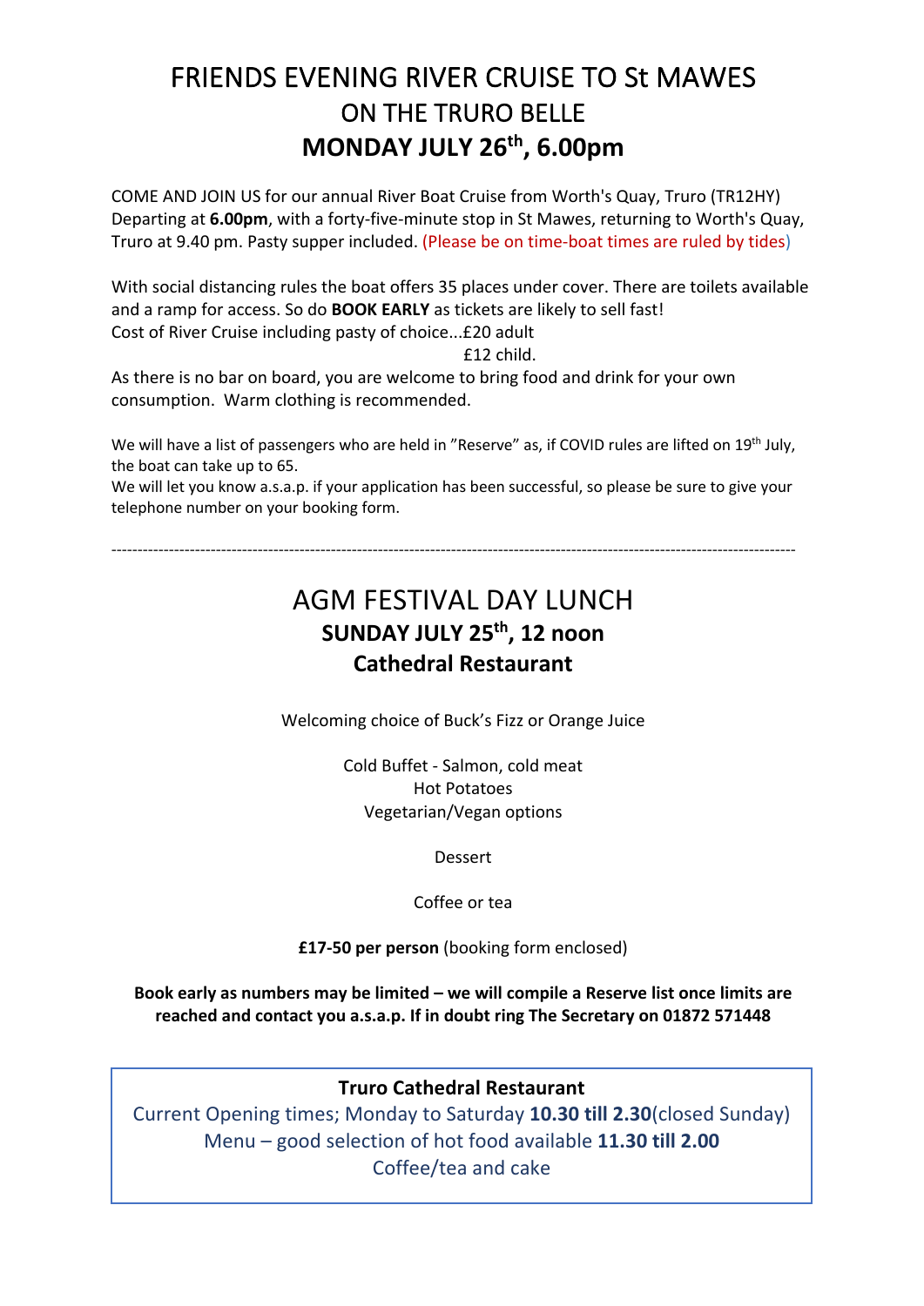# FRIENDS EVENING RIVER CRUISE TO St MAWES
## ON THE TRURO BELLE
## **MONDAY JULY 26th, 6.00pm**

COME AND JOIN US for our annual River Boat Cruise from Worth's Quay, Truro (TR12HY) Departing at **6.00pm**, with a forty-five-minute stop in St Mawes, returning to Worth's Quay, Truro at 9.40 pm. Pasty supper included. (Please be on time-boat times are ruled by tides)

With social distancing rules the boat offers 35 places under cover. There are toilets available and a ramp for access. So do **BOOK EARLY** as tickets are likely to sell fast!
Cost of River Cruise including pasty of choice...£20 adult
£12 child.
As there is no bar on board, you are welcome to bring food and drink for your own consumption. Warm clothing is recommended.

We will have a list of passengers who are held in "Reserve" as, if COVID rules are lifted on 19th July, the boat can take up to 65.
We will let you know a.s.a.p. if your application has been successful, so please be sure to give your telephone number on your booking form.

---

# AGM FESTIVAL DAY LUNCH
## **SUNDAY JULY 25th, 12 noon**
## **Cathedral Restaurant**

Welcoming choice of Buck's Fizz or Orange Juice

Cold Buffet - Salmon, cold meat
Hot Potatoes
Vegetarian/Vegan options

Dessert

Coffee or tea

**£17-50 per person** (booking form enclosed)

**Book early as numbers may be limited – we will compile a Reserve list once limits are reached and contact you a.s.a.p. If in doubt ring The Secretary on 01872 571448**

**Truro Cathedral Restaurant**
Current Opening times; Monday to Saturday **10.30 till 2.30**(closed Sunday)
Menu – good selection of hot food available **11.30 till 2.00**
Coffee/tea and cake